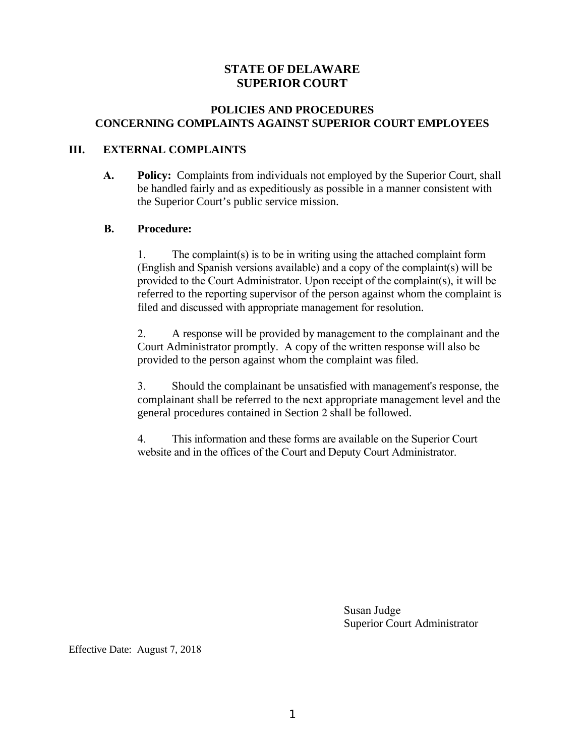# STATE OF DELAWARE
# SUPERIOR COURT

## POLICIES AND PROCEDURES
## CONCERNING COMPLAINTS AGAINST SUPERIOR COURT EMPLOYEES

### III. EXTERNAL COMPLAINTS

**A. Policy:** Complaints from individuals not employed by the Superior Court, shall be handled fairly and as expeditiously as possible in a manner consistent with the Superior Court's public service mission.

**B. Procedure:**

1. The complaint(s) is to be in writing using the attached complaint form (English and Spanish versions available) and a copy of the complaint(s) will be provided to the Court Administrator. Upon receipt of the complaint(s), it will be referred to the reporting supervisor of the person against whom the complaint is filed and discussed with appropriate management for resolution.

2. A response will be provided by management to the complainant and the Court Administrator promptly. A copy of the written response will also be provided to the person against whom the complaint was filed.

3. Should the complainant be unsatisfied with management's response, the complainant shall be referred to the next appropriate management level and the general procedures contained in Section 2 shall be followed.

4. This information and these forms are available on the Superior Court website and in the offices of the Court and Deputy Court Administrator.

Susan Judge
Superior Court Administrator

Effective Date: August 7, 2018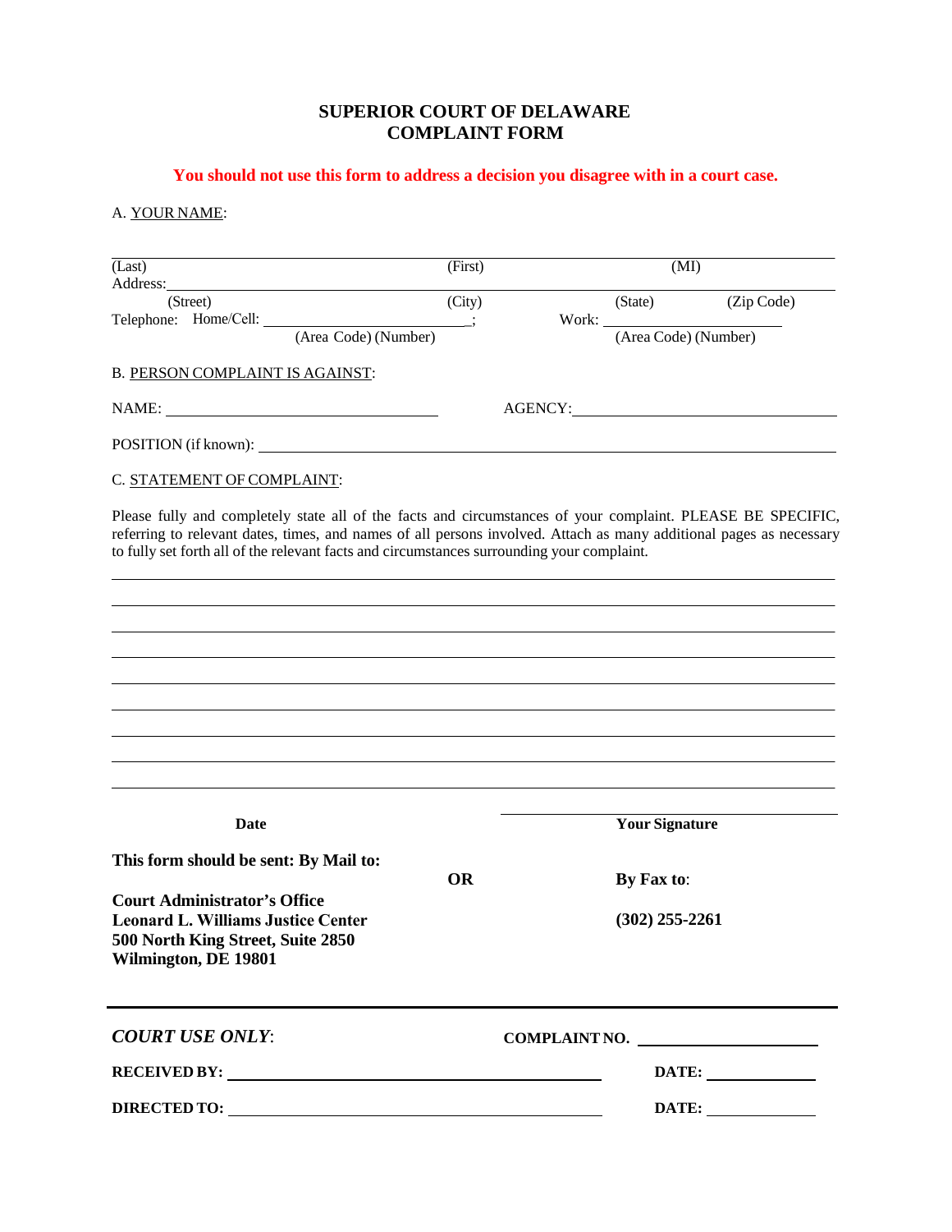# SUPERIOR COURT OF DELAWARE
# COMPLAINT FORM

**You should not use this form to address a decision you disagree with in a court case.**

A. YOUR NAME:

______________________________________________________________________
(Last) (First) (MI)

Address:______________________________________________________________
(Street) (City) (State) (Zip Code)

Telephone: Home/Cell: ________________________; Work: ______________________
(Area Code) (Number) (Area Code) (Number)

B. PERSON COMPLAINT IS AGAINST:

NAME: ______________________________ AGENCY: ______________________________

POSITION (if known): ______________________________________________________

C. STATEMENT OF COMPLAINT:

Please fully and completely state all of the facts and circumstances of your complaint. PLEASE BE SPECIFIC, referring to relevant dates, times, and names of all persons involved. Attach as many additional pages as necessary to fully set forth all of the relevant facts and circumstances surrounding your complaint.

______________________________________________________________________

______________________________________________________________________

______________________________________________________________________

______________________________________________________________________

______________________________________________________________________

______________________________________________________________________

______________________________________________________________________

______________________________________________________________________

______________________________________________________________________

**Date** ______________________________ **Your Signature**

**This form should be sent: By Mail to:**

**Court Administrator's Office**
**Leonard L. Williams Justice Center**
**500 North King Street, Suite 2850**
**Wilmington, DE 19801**

**OR**

**By Fax to**:

**(302) 255-2261**

---

***COURT USE ONLY***: **COMPLAINT NO.** ______________________

**RECEIVED BY:** ______________________________ **DATE:** ______________

**DIRECTED TO:** ______________________________ **DATE:** ______________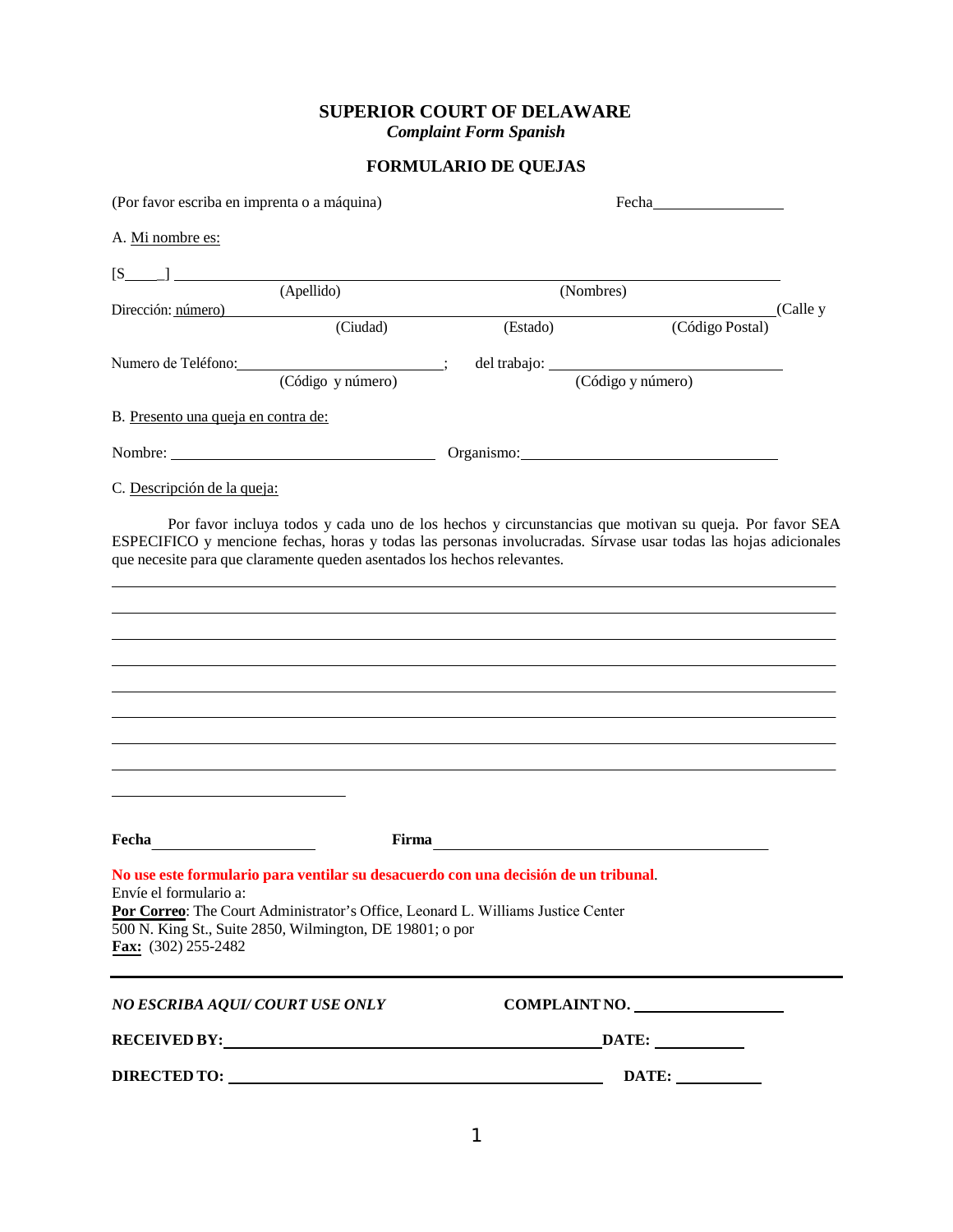# SUPERIOR COURT OF DELAWARE

***Complaint Form Spanish***

## FORMULARIO DE QUEJAS

(Por favor escriba en imprenta o a máquina) Fecha________________

A. Mi nombre es:

[S____] ______________________________________________________________

(Apellido) (Nombres)

Dirección: número) ______________________________________________ (Calle y

(Ciudad) (Estado) (Código Postal)

Numero de Teléfono:________________________; del trabajo: ________________________

(Código y número) (Código y número)

B. Presento una queja en contra de:

Nombre: ______________________________ Organismo:______________________________

C. Descripción de la queja:

Por favor incluya todos y cada uno de los hechos y circunstancias que motivan su queja. Por favor SEA ESPECIFICO y mencione fechas, horas y todas las personas involucradas. Sírvase usar todas las hojas adicionales que necesite para que claramente queden asentados los hechos relevantes.

______________________________________________________________________________

______________________________________________________________________________

______________________________________________________________________________

______________________________________________________________________________

______________________________________________________________________________

______________________________________________________________________________

______________________________________________________________________________

______________________________________________________________________________

__________________________

**Fecha** ____________________ **Firma** ________________________________________

**No use este formulario para ventilar su desacuerdo con una decisión de un tribunal.**

Envíe el formulario a:

**Por Correo**: The Court Administrator's Office, Leonard L. Williams Justice Center
500 N. King St., Suite 2850, Wilmington, DE 19801; o por

**Fax:** (302) 255-2482

---

***NO ESCRIBA AQUI/ COURT USE ONLY*** **COMPLAINT NO.** __________________

**RECEIVED BY:** ________________________________________ **DATE:** __________

**DIRECTED TO:** ________________________________________ **DATE:** __________